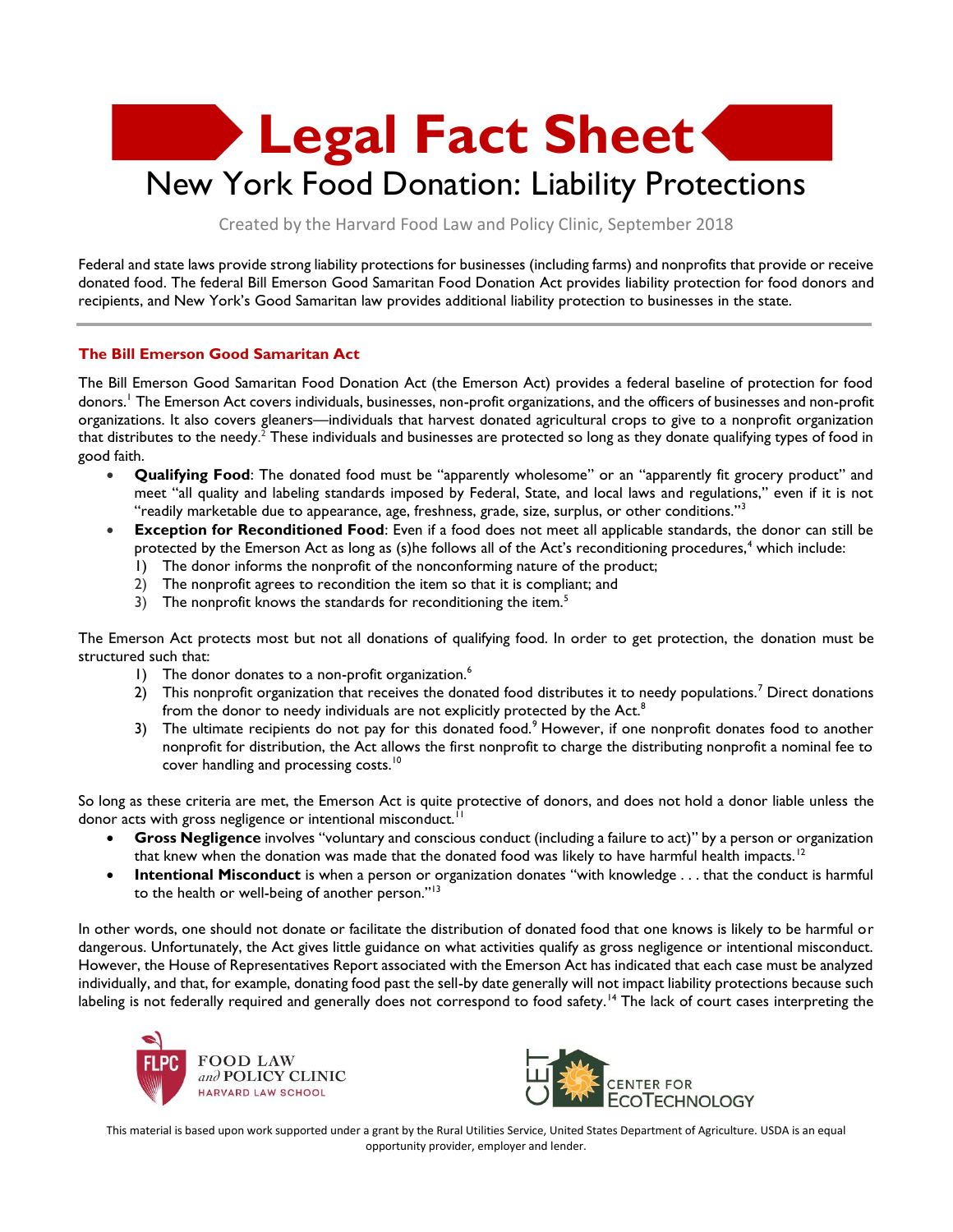# Legal Fact Sheet

## New York Food Donation: Liability Protections

Created by the Harvard Food Law and Policy Clinic, September 2018

Federal and state laws provide strong liability protections for businesses (including farms) and nonprofits that provide or receive donated food. The federal Bill Emerson Good Samaritan Food Donation Act provides liability protection for food donors and recipients, and New York's Good Samaritan law provides additional liability protection to businesses in the state.

### The Bill Emerson Good Samaritan Act

The Bill Emerson Good Samaritan Food Donation Act (the Emerson Act) provides a federal baseline of protection for food donors.[1] The Emerson Act covers individuals, businesses, non-profit organizations, and the officers of businesses and non-profit organizations. It also covers gleaners—individuals that harvest donated agricultural crops to give to a nonprofit organization that distributes to the needy.[2] These individuals and businesses are protected so long as they donate qualifying types of food in good faith.

- **Qualifying Food**: The donated food must be "apparently wholesome" or an "apparently fit grocery product" and meet "all quality and labeling standards imposed by Federal, State, and local laws and regulations," even if it is not "readily marketable due to appearance, age, freshness, grade, size, surplus, or other conditions."[3]
- **Exception for Reconditioned Food**: Even if a food does not meet all applicable standards, the donor can still be protected by the Emerson Act as long as (s)he follows all of the Act's reconditioning procedures,[4] which include:
  1) The donor informs the nonprofit of the nonconforming nature of the product;
  2) The nonprofit agrees to recondition the item so that it is compliant; and
  3) The nonprofit knows the standards for reconditioning the item.[5]

The Emerson Act protects most but not all donations of qualifying food. In order to get protection, the donation must be structured such that:

1) The donor donates to a non-profit organization.[6]
2) This nonprofit organization that receives the donated food distributes it to needy populations.[7] Direct donations from the donor to needy individuals are not explicitly protected by the Act.[8]
3) The ultimate recipients do not pay for this donated food.[9] However, if one nonprofit donates food to another nonprofit for distribution, the Act allows the first nonprofit to charge the distributing nonprofit a nominal fee to cover handling and processing costs.[10]

So long as these criteria are met, the Emerson Act is quite protective of donors, and does not hold a donor liable unless the donor acts with gross negligence or intentional misconduct.[11]

- **Gross Negligence** involves "voluntary and conscious conduct (including a failure to act)" by a person or organization that knew when the donation was made that the donated food was likely to have harmful health impacts.[12]
- **Intentional Misconduct** is when a person or organization donates "with knowledge . . . that the conduct is harmful to the health or well-being of another person."[13]

In other words, one should not donate or facilitate the distribution of donated food that one knows is likely to be harmful or dangerous. Unfortunately, the Act gives little guidance on what activities qualify as gross negligence or intentional misconduct. However, the House of Representatives Report associated with the Emerson Act has indicated that each case must be analyzed individually, and that, for example, donating food past the sell-by date generally will not impact liability protections because such labeling is not federally required and generally does not correspond to food safety.[14] The lack of court cases interpreting the

FOOD LAW and POLICY CLINIC HARVARD LAW SCHOOL

CENTER FOR ECOTECHNOLOGY

This material is based upon work supported under a grant by the Rural Utilities Service, United States Department of Agriculture. USDA is an equal opportunity provider, employer and lender.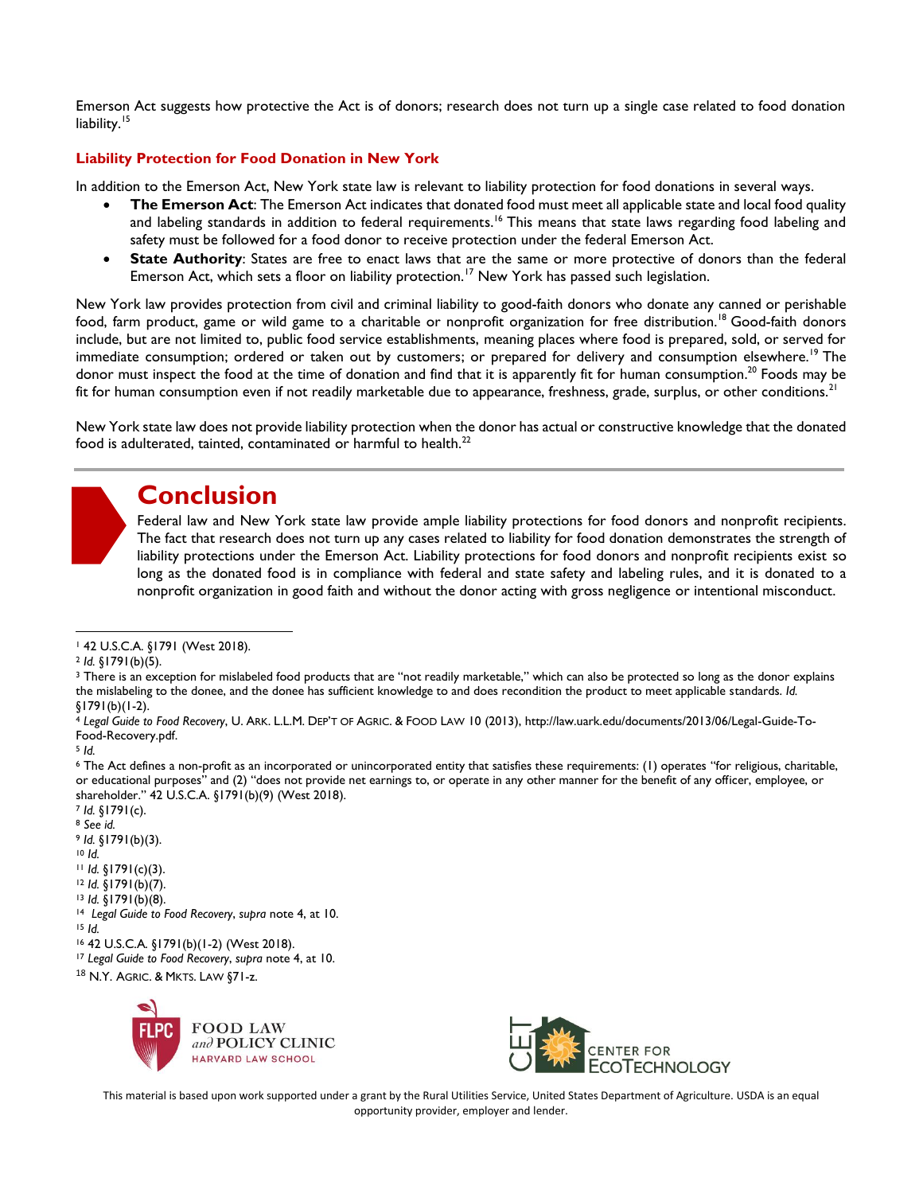Emerson Act suggests how protective the Act is of donors; research does not turn up a single case related to food donation liability.[15]

### Liability Protection for Food Donation in New York

In addition to the Emerson Act, New York state law is relevant to liability protection for food donations in several ways.

- **The Emerson Act**: The Emerson Act indicates that donated food must meet all applicable state and local food quality and labeling standards in addition to federal requirements.[16] This means that state laws regarding food labeling and safety must be followed for a food donor to receive protection under the federal Emerson Act.
- **State Authority**: States are free to enact laws that are the same or more protective of donors than the federal Emerson Act, which sets a floor on liability protection.[17] New York has passed such legislation.

New York law provides protection from civil and criminal liability to good-faith donors who donate any canned or perishable food, farm product, game or wild game to a charitable or nonprofit organization for free distribution.[18] Good-faith donors include, but are not limited to, public food service establishments, meaning places where food is prepared, sold, or served for immediate consumption; ordered or taken out by customers; or prepared for delivery and consumption elsewhere.[19] The donor must inspect the food at the time of donation and find that it is apparently fit for human consumption.[20] Foods may be fit for human consumption even if not readily marketable due to appearance, freshness, grade, surplus, or other conditions.[21]

New York state law does not provide liability protection when the donor has actual or constructive knowledge that the donated food is adulterated, tainted, contaminated or harmful to health.[22]

## Conclusion

Federal law and New York state law provide ample liability protections for food donors and nonprofit recipients. The fact that research does not turn up any cases related to liability for food donation demonstrates the strength of liability protections under the Emerson Act. Liability protections for food donors and nonprofit recipients exist so long as the donated food is in compliance with federal and state safety and labeling rules, and it is donated to a nonprofit organization in good faith and without the donor acting with gross negligence or intentional misconduct.

---

[1] 42 U.S.C.A. §1791 (West 2018).

[2] *Id.* §1791(b)(5).

[3] There is an exception for mislabeled food products that are "not readily marketable," which can also be protected so long as the donor explains the mislabeling to the donee, and the donee has sufficient knowledge to and does recondition the product to meet applicable standards. *Id.* §1791(b)(1-2).

[4] *Legal Guide to Food Recovery*, U. Ark. L.L.M. Dep't of Agric. & Food Law 10 (2013), http://law.uark.edu/documents/2013/06/Legal-Guide-To-Food-Recovery.pdf.

[5] *Id.*

[6] The Act defines a non-profit as an incorporated or unincorporated entity that satisfies these requirements: (1) operates "for religious, charitable, or educational purposes" and (2) "does not provide net earnings to, or operate in any other manner for the benefit of any officer, employee, or shareholder." 42 U.S.C.A. §1791(b)(9) (West 2018).

[7] *Id.* §1791(c).

[8] *See id.*

[9] *Id.* §1791(b)(3).

[10] *Id.*

[11] *Id.* §1791(c)(3).

[12] *Id.* §1791(b)(7).

[13] *Id.* §1791(b)(8).

[14] *Legal Guide to Food Recovery*, *supra* note 4, at 10.

[15] *Id.*

[16] 42 U.S.C.A. §1791(b)(1-2) (West 2018).

[17] *Legal Guide to Food Recovery*, *supra* note 4, at 10.

[18] N.Y. Agric. & Mkts. Law §71-z.

This material is based upon work supported under a grant by the Rural Utilities Service, United States Department of Agriculture. USDA is an equal opportunity provider, employer and lender.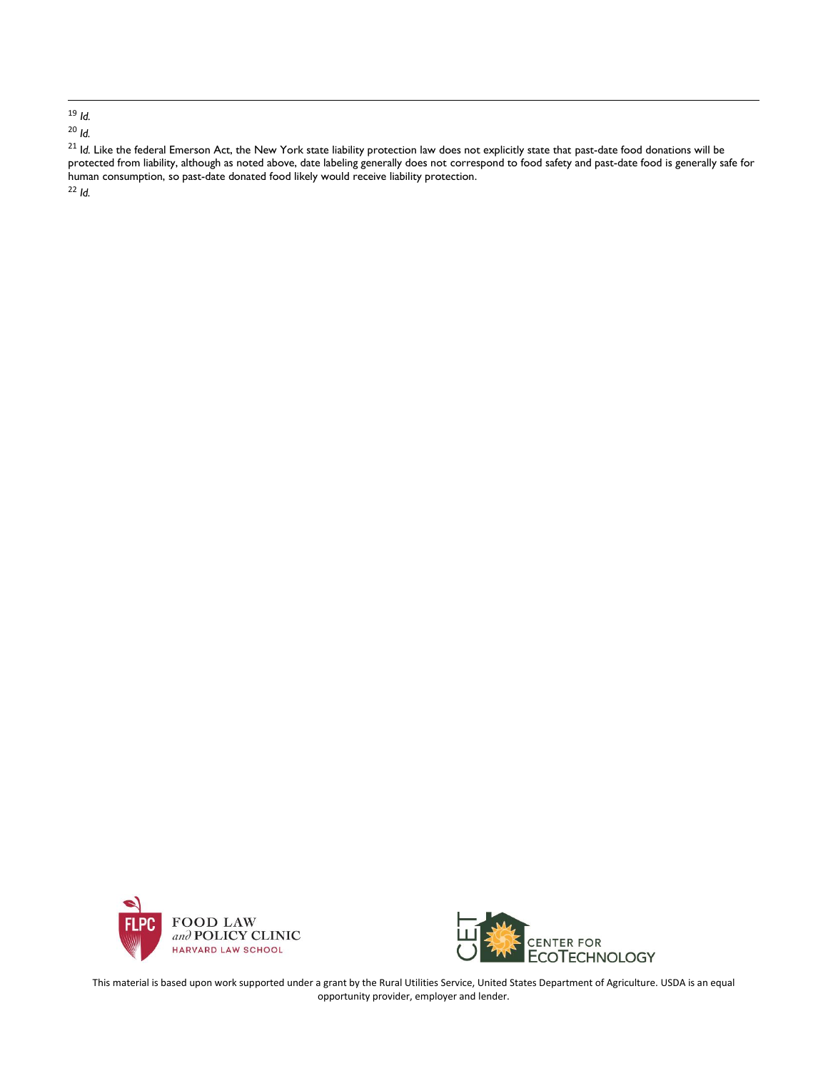[19] *Id.*

[20] *Id.*

[21] *Id.* Like the federal Emerson Act, the New York state liability protection law does not explicitly state that past-date food donations will be protected from liability, although as noted above, date labeling generally does not correspond to food safety and past-date food is generally safe for human consumption, so past-date donated food likely would receive liability protection.

[22] *Id.*

FOOD LAW *and* POLICY CLINIC
HARVARD LAW SCHOOL

CENTER FOR ECOTECHNOLOGY

This material is based upon work supported under a grant by the Rural Utilities Service, United States Department of Agriculture. USDA is an equal opportunity provider, employer and lender.